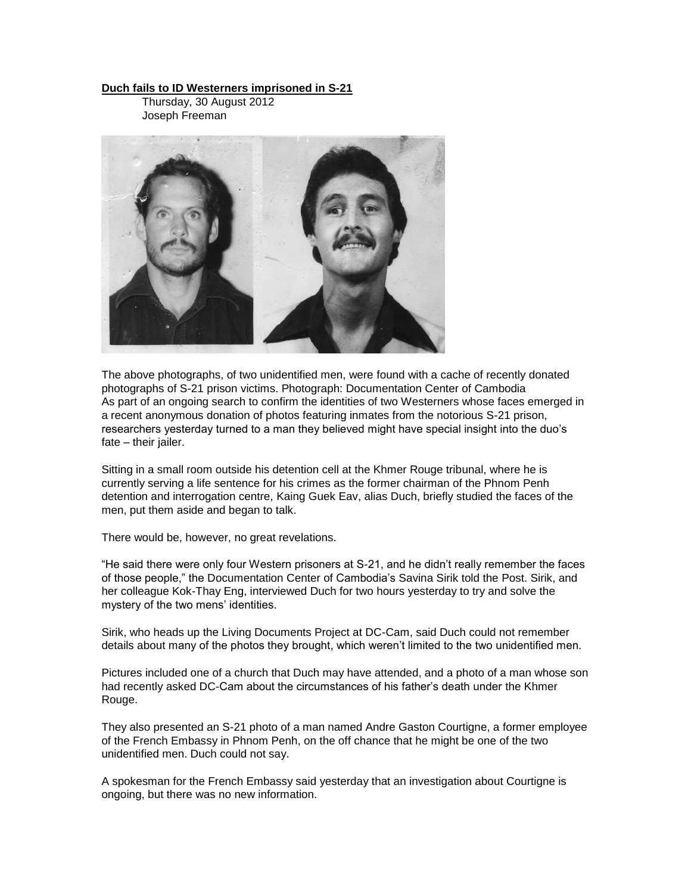**Duch fails to ID Westerners imprisoned in S-21**

Thursday, 30 August 2012
Joseph Freeman

The above photographs, of two unidentified men, were found with a cache of recently donated photographs of S-21 prison victims. Photograph: Documentation Center of Cambodia
As part of an ongoing search to confirm the identities of two Westerners whose faces emerged in a recent anonymous donation of photos featuring inmates from the notorious S-21 prison, researchers yesterday turned to a man they believed might have special insight into the duo's fate – their jailer.

Sitting in a small room outside his detention cell at the Khmer Rouge tribunal, where he is currently serving a life sentence for his crimes as the former chairman of the Phnom Penh detention and interrogation centre, Kaing Guek Eav, alias Duch, briefly studied the faces of the men, put them aside and began to talk.

There would be, however, no great revelations.

"He said there were only four Western prisoners at S-21, and he didn't really remember the faces of those people," the Documentation Center of Cambodia's Savina Sirik told the Post. Sirik, and her colleague Kok-Thay Eng, interviewed Duch for two hours yesterday to try and solve the mystery of the two mens' identities.

Sirik, who heads up the Living Documents Project at DC-Cam, said Duch could not remember details about many of the photos they brought, which weren't limited to the two unidentified men.

Pictures included one of a church that Duch may have attended, and a photo of a man whose son had recently asked DC-Cam about the circumstances of his father's death under the Khmer Rouge.

They also presented an S-21 photo of a man named Andre Gaston Courtigne, a former employee of the French Embassy in Phnom Penh, on the off chance that he might be one of the two unidentified men. Duch could not say.

A spokesman for the French Embassy said yesterday that an investigation about Courtigne is ongoing, but there was no new information.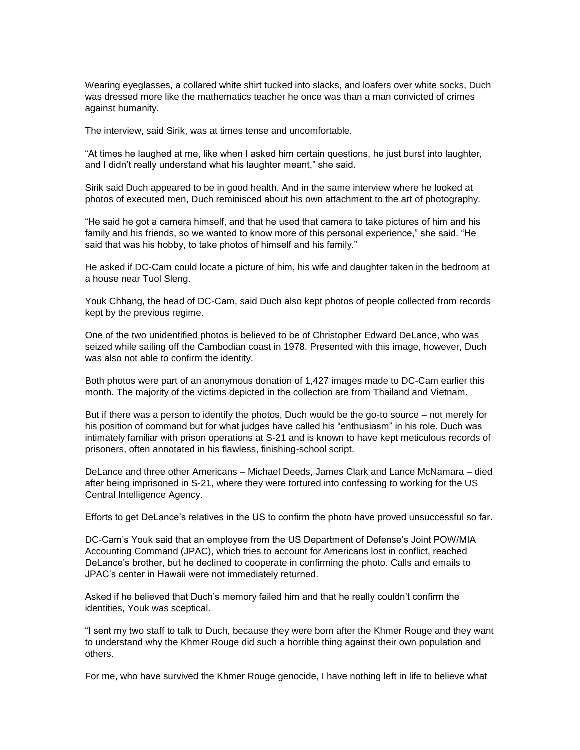Wearing eyeglasses, a collared white shirt tucked into slacks, and loafers over white socks, Duch was dressed more like the mathematics teacher he once was than a man convicted of crimes against humanity.

The interview, said Sirik, was at times tense and uncomfortable.

"At times he laughed at me, like when I asked him certain questions, he just burst into laughter, and I didn't really understand what his laughter meant," she said.

Sirik said Duch appeared to be in good health. And in the same interview where he looked at photos of executed men, Duch reminisced about his own attachment to the art of photography.

"He said he got a camera himself, and that he used that camera to take pictures of him and his family and his friends, so we wanted to know more of this personal experience," she said. "He said that was his hobby, to take photos of himself and his family."

He asked if DC-Cam could locate a picture of him, his wife and daughter taken in the bedroom at a house near Tuol Sleng.

Youk Chhang, the head of DC-Cam, said Duch also kept photos of people collected from records kept by the previous regime.

One of the two unidentified photos is believed to be of Christopher Edward DeLance, who was seized while sailing off the Cambodian coast in 1978. Presented with this image, however, Duch was also not able to confirm the identity.

Both photos were part of an anonymous donation of 1,427 images made to DC-Cam earlier this month. The majority of the victims depicted in the collection are from Thailand and Vietnam.

But if there was a person to identify the photos, Duch would be the go-to source – not merely for his position of command but for what judges have called his "enthusiasm" in his role. Duch was intimately familiar with prison operations at S-21 and is known to have kept meticulous records of prisoners, often annotated in his flawless, finishing-school script.

DeLance and three other Americans – Michael Deeds, James Clark and Lance McNamara – died after being imprisoned in S-21, where they were tortured into confessing to working for the US Central Intelligence Agency.

Efforts to get DeLance's relatives in the US to confirm the photo have proved unsuccessful so far.

DC-Cam's Youk said that an employee from the US Department of Defense's Joint POW/MIA Accounting Command (JPAC), which tries to account for Americans lost in conflict, reached DeLance's brother, but he declined to cooperate in confirming the photo. Calls and emails to JPAC's center in Hawaii were not immediately returned.

Asked if he believed that Duch's memory failed him and that he really couldn't confirm the identities, Youk was sceptical.

"I sent my two staff to talk to Duch, because they were born after the Khmer Rouge and they want to understand why the Khmer Rouge did such a horrible thing against their own population and others.

For me, who have survived the Khmer Rouge genocide, I have nothing left in life to believe what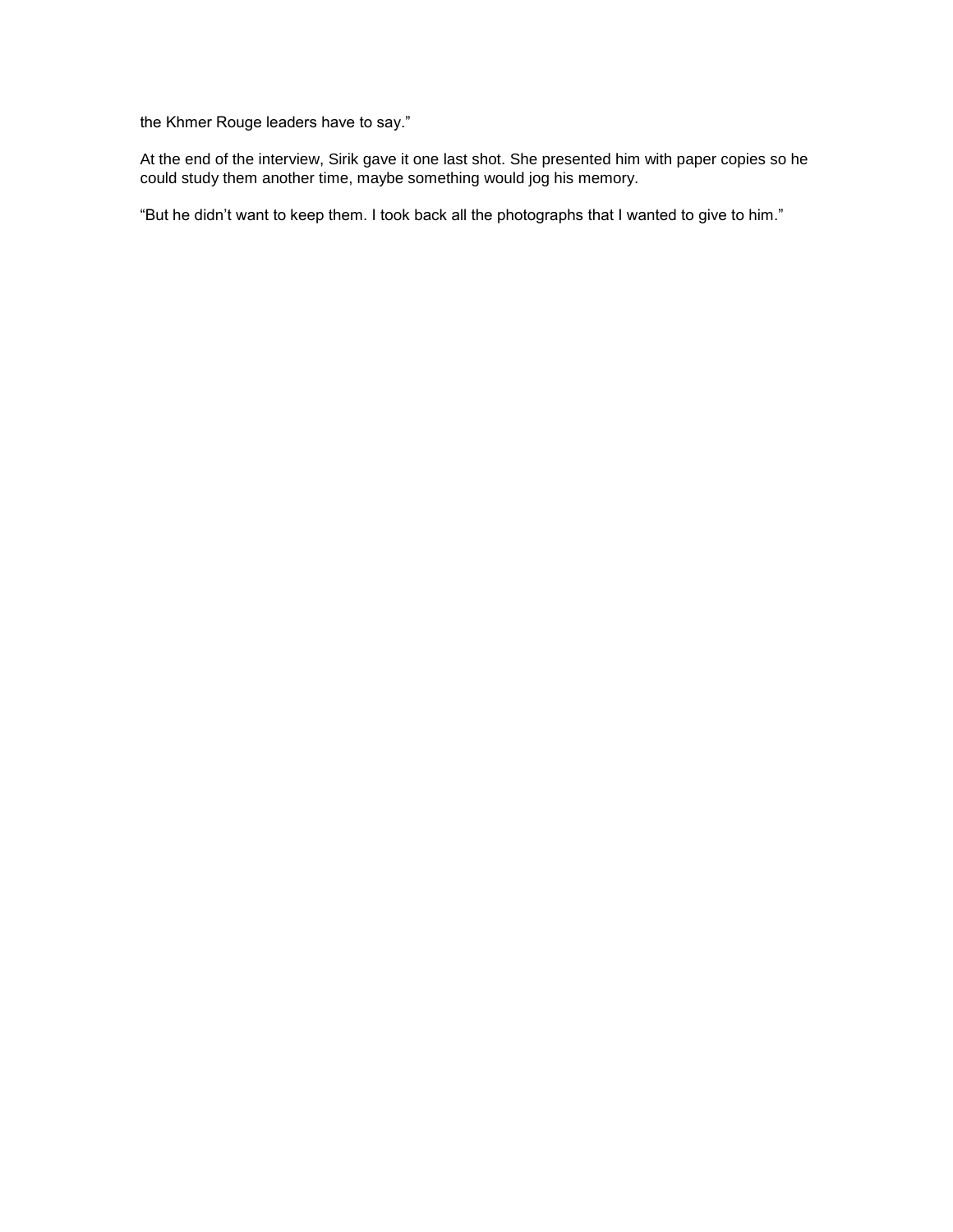the Khmer Rouge leaders have to say."

At the end of the interview, Sirik gave it one last shot. She presented him with paper copies so he could study them another time, maybe something would jog his memory.

"But he didn't want to keep them. I took back all the photographs that I wanted to give to him."